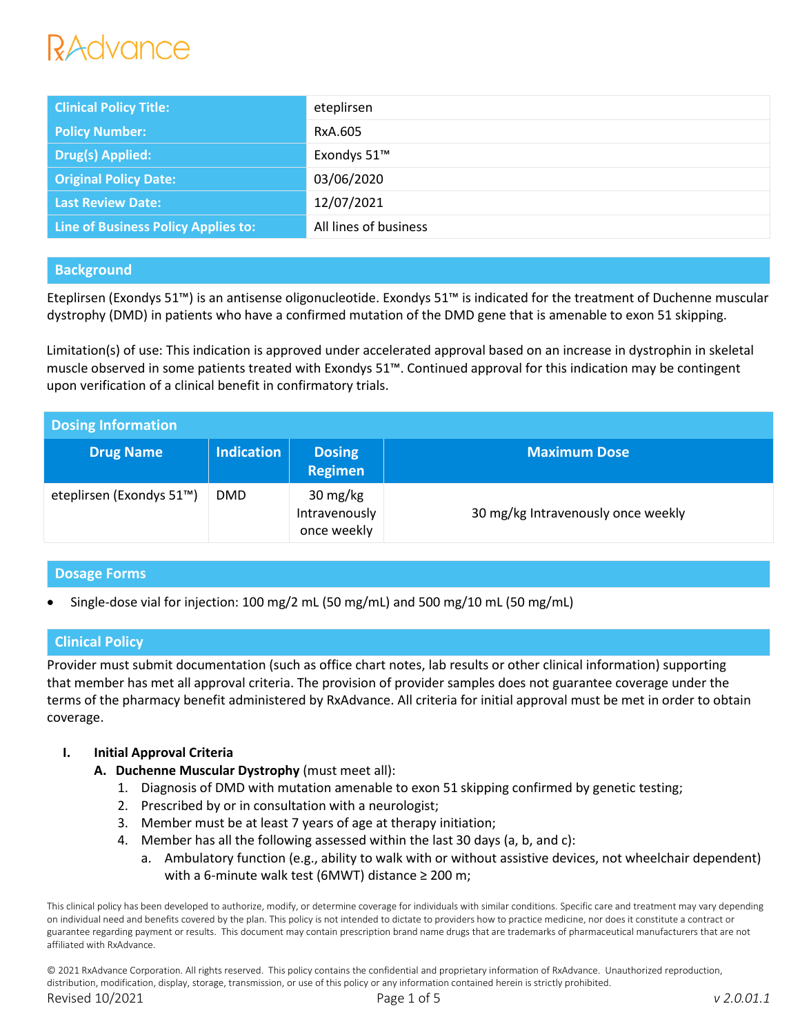RAdvance

| Clinical Policy Title: | eteplirsen |
| --- | --- |
| Policy Number: | RxA.605 |
| Drug(s) Applied: | Exondys 51™ |
| Original Policy Date: | 03/06/2020 |
| Last Review Date: | 12/07/2021 |
| Line of Business Policy Applies to: | All lines of business |

## Background

Eteplirsen (Exondys 51™) is an antisense oligonucleotide. Exondys 51™ is indicated for the treatment of Duchenne muscular dystrophy (DMD) in patients who have a confirmed mutation of the DMD gene that is amenable to exon 51 skipping.

Limitation(s) of use: This indication is approved under accelerated approval based on an increase in dystrophin in skeletal muscle observed in some patients treated with Exondys 51™. Continued approval for this indication may be contingent upon verification of a clinical benefit in confirmatory trials.

## Dosing Information

| Drug Name | Indication | Dosing Regimen | Maximum Dose |
| --- | --- | --- | --- |
| eteplirsen (Exondys 51™) | DMD | 30 mg/kg Intravenously once weekly | 30 mg/kg Intravenously once weekly |

## Dosage Forms

- Single-dose vial for injection: 100 mg/2 mL (50 mg/mL) and 500 mg/10 mL (50 mg/mL)

## Clinical Policy

Provider must submit documentation (such as office chart notes, lab results or other clinical information) supporting that member has met all approval criteria. The provision of provider samples does not guarantee coverage under the terms of the pharmacy benefit administered by RxAdvance. All criteria for initial approval must be met in order to obtain coverage.

**I. Initial Approval Criteria**

**A. Duchenne Muscular Dystrophy** (must meet all):

1. Diagnosis of DMD with mutation amenable to exon 51 skipping confirmed by genetic testing;
2. Prescribed by or in consultation with a neurologist;
3. Member must be at least 7 years of age at therapy initiation;
4. Member has all the following assessed within the last 30 days (a, b, and c):
   a. Ambulatory function (e.g., ability to walk with or without assistive devices, not wheelchair dependent) with a 6-minute walk test (6MWT) distance ≥ 200 m;

This clinical policy has been developed to authorize, modify, or determine coverage for individuals with similar conditions. Specific care and treatment may vary depending on individual need and benefits covered by the plan. This policy is not intended to dictate to providers how to practice medicine, nor does it constitute a contract or guarantee regarding payment or results. This document may contain prescription brand name drugs that are trademarks of pharmaceutical manufacturers that are not affiliated with RxAdvance.

© 2021 RxAdvance Corporation. All rights reserved. This policy contains the confidential and proprietary information of RxAdvance. Unauthorized reproduction, distribution, modification, display, storage, transmission, or use of this policy or any information contained herein is strictly prohibited.

Revised 10/2021 v 2.0.01.1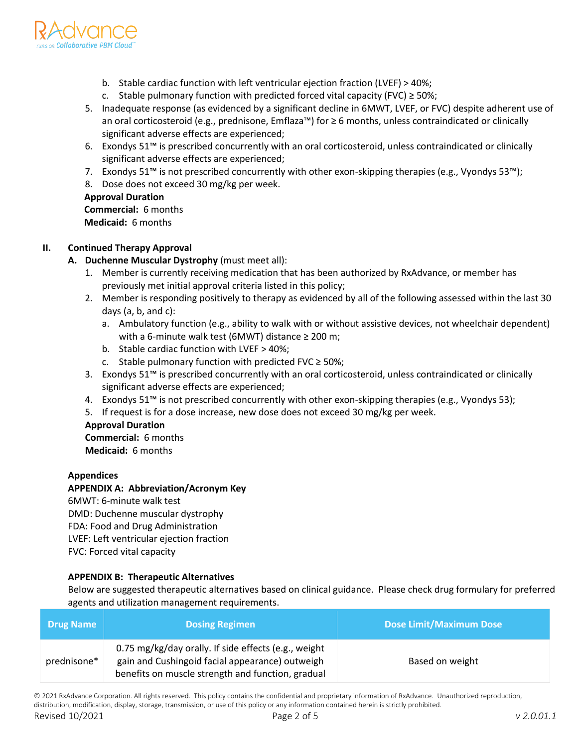b. Stable cardiac function with left ventricular ejection fraction (LVEF) > 40%;
c. Stable pulmonary function with predicted forced vital capacity (FVC) ≥ 50%;

5. Inadequate response (as evidenced by a significant decline in 6MWT, LVEF, or FVC) despite adherent use of an oral corticosteroid (e.g., prednisone, Emflaza™) for ≥ 6 months, unless contraindicated or clinically significant adverse effects are experienced;
6. Exondys 51™ is prescribed concurrently with an oral corticosteroid, unless contraindicated or clinically significant adverse effects are experienced;
7. Exondys 51™ is not prescribed concurrently with other exon-skipping therapies (e.g., Vyondys 53™);
8. Dose does not exceed 30 mg/kg per week.

**Approval Duration**
**Commercial:** 6 months
**Medicaid:** 6 months

## II. Continued Therapy Approval

**A. Duchenne Muscular Dystrophy** (must meet all):

1. Member is currently receiving medication that has been authorized by RxAdvance, or member has previously met initial approval criteria listed in this policy;
2. Member is responding positively to therapy as evidenced by all of the following assessed within the last 30 days (a, b, and c):
   a. Ambulatory function (e.g., ability to walk with or without assistive devices, not wheelchair dependent) with a 6-minute walk test (6MWT) distance ≥ 200 m;
   b. Stable cardiac function with LVEF > 40%;
   c. Stable pulmonary function with predicted FVC ≥ 50%;
3. Exondys 51™ is prescribed concurrently with an oral corticosteroid, unless contraindicated or clinically significant adverse effects are experienced;
4. Exondys 51™ is not prescribed concurrently with other exon-skipping therapies (e.g., Vyondys 53);
5. If request is for a dose increase, new dose does not exceed 30 mg/kg per week.

**Approval Duration**
**Commercial:** 6 months
**Medicaid:** 6 months

### Appendices

**APPENDIX A: Abbreviation/Acronym Key**

6MWT: 6-minute walk test
DMD: Duchenne muscular dystrophy
FDA: Food and Drug Administration
LVEF: Left ventricular ejection fraction
FVC: Forced vital capacity

**APPENDIX B: Therapeutic Alternatives**

Below are suggested therapeutic alternatives based on clinical guidance. Please check drug formulary for preferred agents and utilization management requirements.

| Drug Name | Dosing Regimen | Dose Limit/Maximum Dose |
|---|---|---|
| prednisone* | 0.75 mg/kg/day orally. If side effects (e.g., weight gain and Cushingoid facial appearance) outweigh benefits on muscle strength and function, gradual | Based on weight |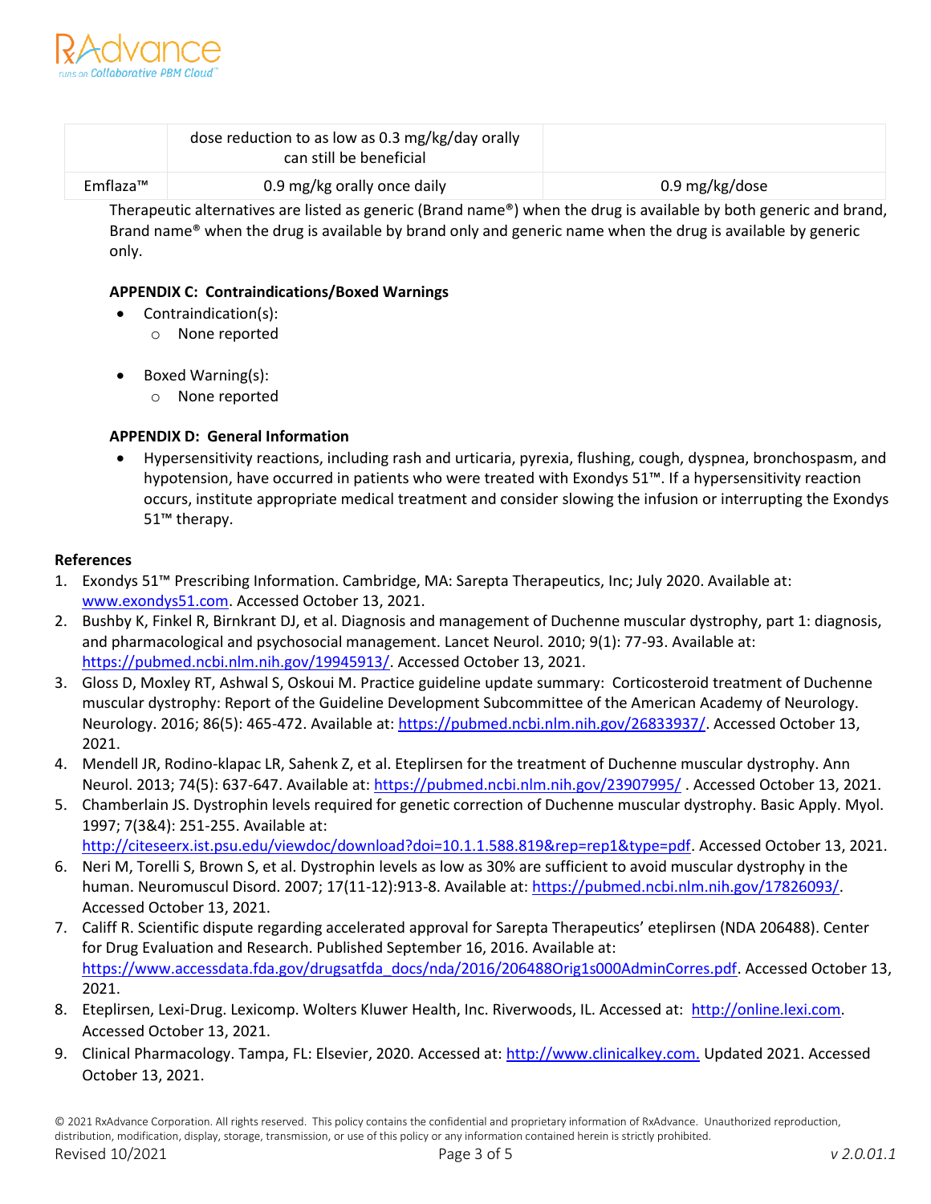| | | |
|---|---|---|
| | dose reduction to as low as 0.3 mg/kg/day orally can still be beneficial | |
| Emflaza™ | 0.9 mg/kg orally once daily | 0.9 mg/kg/dose |

Therapeutic alternatives are listed as generic (Brand name®) when the drug is available by both generic and brand, Brand name® when the drug is available by brand only and generic name when the drug is available by generic only.

**APPENDIX C: Contraindications/Boxed Warnings**

- Contraindication(s):
    - None reported
- Boxed Warning(s):
    - None reported

**APPENDIX D: General Information**

- Hypersensitivity reactions, including rash and urticaria, pyrexia, flushing, cough, dyspnea, bronchospasm, and hypotension, have occurred in patients who were treated with Exondys 51™. If a hypersensitivity reaction occurs, institute appropriate medical treatment and consider slowing the infusion or interrupting the Exondys 51™ therapy.

**References**

1. Exondys 51™ Prescribing Information. Cambridge, MA: Sarepta Therapeutics, Inc; July 2020. Available at: www.exondys51.com. Accessed October 13, 2021.
2. Bushby K, Finkel R, Birnkrant DJ, et al. Diagnosis and management of Duchenne muscular dystrophy, part 1: diagnosis, and pharmacological and psychosocial management. Lancet Neurol. 2010; 9(1): 77-93. Available at: https://pubmed.ncbi.nlm.nih.gov/19945913/. Accessed October 13, 2021.
3. Gloss D, Moxley RT, Ashwal S, Oskoui M. Practice guideline update summary: Corticosteroid treatment of Duchenne muscular dystrophy: Report of the Guideline Development Subcommittee of the American Academy of Neurology. Neurology. 2016; 86(5): 465-472. Available at: https://pubmed.ncbi.nlm.nih.gov/26833937/. Accessed October 13, 2021.
4. Mendell JR, Rodino-klapac LR, Sahenk Z, et al. Eteplirsen for the treatment of Duchenne muscular dystrophy. Ann Neurol. 2013; 74(5): 637-647. Available at: https://pubmed.ncbi.nlm.nih.gov/23907995/ . Accessed October 13, 2021.
5. Chamberlain JS. Dystrophin levels required for genetic correction of Duchenne muscular dystrophy. Basic Apply. Myol. 1997; 7(3&4): 251-255. Available at: http://citeseerx.ist.psu.edu/viewdoc/download?doi=10.1.1.588.819&rep=rep1&type=pdf. Accessed October 13, 2021.
6. Neri M, Torelli S, Brown S, et al. Dystrophin levels as low as 30% are sufficient to avoid muscular dystrophy in the human. Neuromuscul Disord. 2007; 17(11-12):913-8. Available at: https://pubmed.ncbi.nlm.nih.gov/17826093/. Accessed October 13, 2021.
7. Califf R. Scientific dispute regarding accelerated approval for Sarepta Therapeutics' eteplirsen (NDA 206488). Center for Drug Evaluation and Research. Published September 16, 2016. Available at: https://www.accessdata.fda.gov/drugsatfda_docs/nda/2016/206488Orig1s000AdminCorres.pdf. Accessed October 13, 2021.
8. Eteplirsen, Lexi-Drug. Lexicomp. Wolters Kluwer Health, Inc. Riverwoods, IL. Accessed at: http://online.lexi.com. Accessed October 13, 2021.
9. Clinical Pharmacology. Tampa, FL: Elsevier, 2020. Accessed at: http://www.clinicalkey.com. Updated 2021. Accessed October 13, 2021.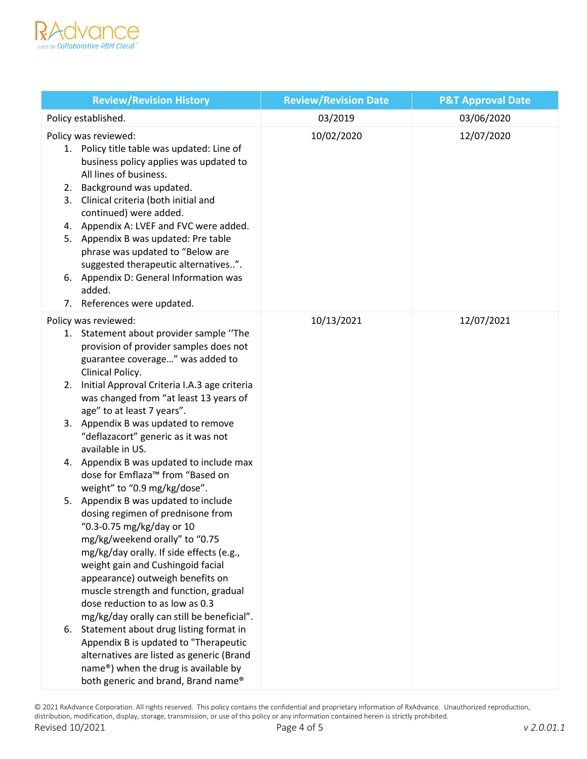| Review/Revision History | Review/Revision Date | P&T Approval Date |
|---|---|---|
| Policy established. | 03/2019 | 03/06/2020 |
| Policy was reviewed:<br>1. Policy title table was updated: Line of business policy applies was updated to All lines of business.<br>2. Background was updated.<br>3. Clinical criteria (both initial and continued) were added.<br>4. Appendix A: LVEF and FVC were added.<br>5. Appendix B was updated: Pre table phrase was updated to "Below are suggested therapeutic alternatives..".<br>6. Appendix D: General Information was added.<br>7. References were updated. | 10/02/2020 | 12/07/2020 |
| Policy was reviewed:<br>1. Statement about provider sample ''The provision of provider samples does not guarantee coverage…" was added to Clinical Policy.<br>2. Initial Approval Criteria I.A.3 age criteria was changed from "at least 13 years of age" to at least 7 years".<br>3. Appendix B was updated to remove "deflazacort" generic as it was not available in US.<br>4. Appendix B was updated to include max dose for Emflaza™ from "Based on weight" to "0.9 mg/kg/dose".<br>5. Appendix B was updated to include dosing regimen of prednisone from "0.3-0.75 mg/kg/day or 10 mg/kg/weekend orally" to "0.75 mg/kg/day orally. If side effects (e.g., weight gain and Cushingoid facial appearance) outweigh benefits on muscle strength and function, gradual dose reduction to as low as 0.3 mg/kg/day orally can still be beneficial".<br>6. Statement about drug listing format in Appendix B is updated to "Therapeutic alternatives are listed as generic (Brand name®) when the drug is available by both generic and brand, Brand name® | 10/13/2021 | 12/07/2021 |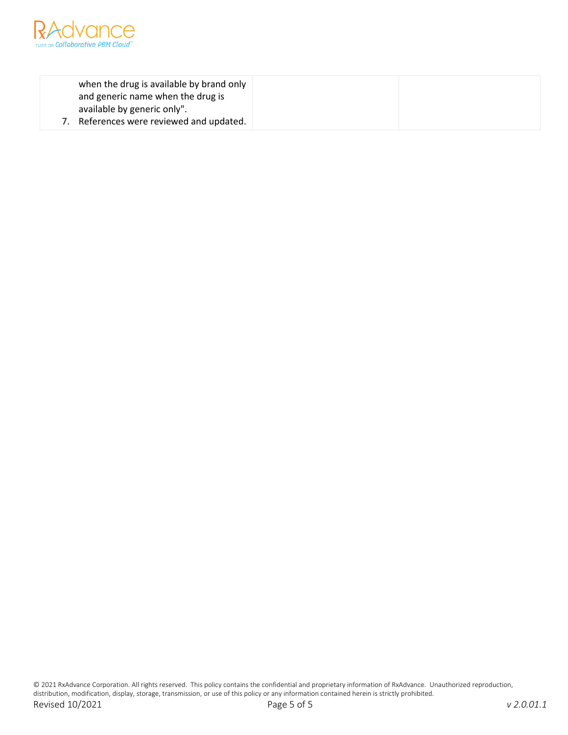| | | |
|---|---|---|
| when the drug is available by brand only and generic name when the drug is available by generic only".<br>7. References were reviewed and updated. | | |

© 2021 RxAdvance Corporation. All rights reserved. This policy contains the confidential and proprietary information of RxAdvance. Unauthorized reproduction, distribution, modification, display, storage, transmission, or use of this policy or any information contained herein is strictly prohibited.

Revised 10/2021

*v 2.0.01.1*